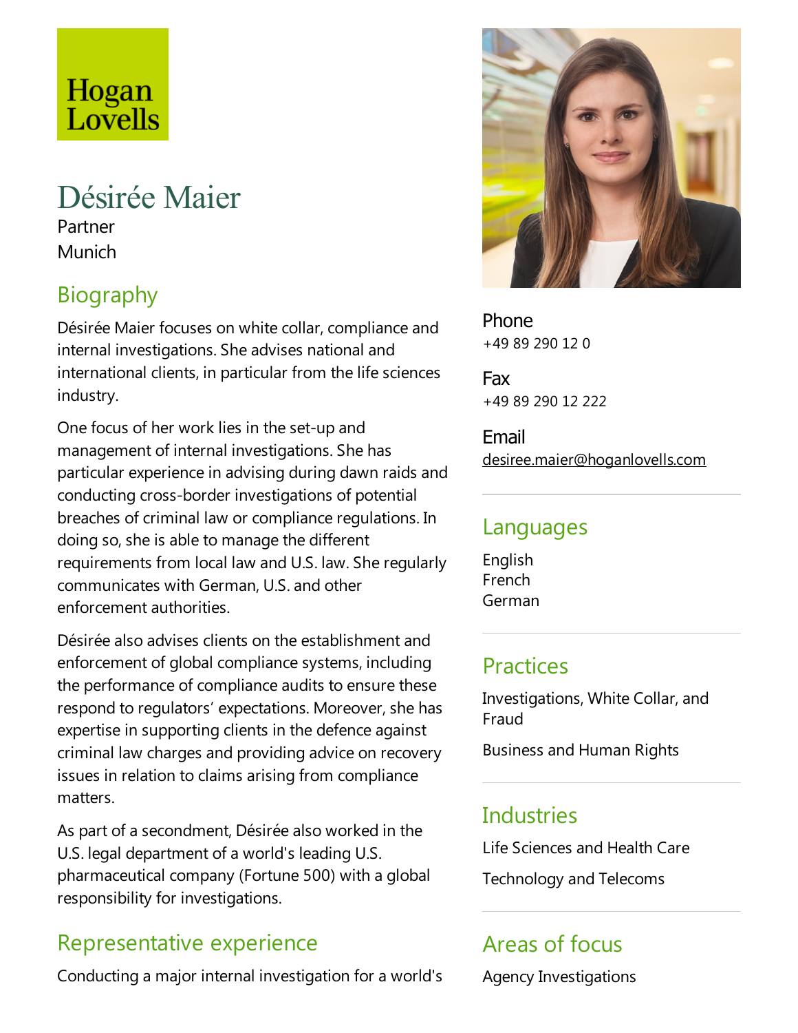Hogan Lovells

# Désirée Maier

Partner

Munich

## Biography

Désirée Maier focuses on white collar, compliance and internal investigations. She advises national and international clients, in particular from the life sciences industry.

One focus of her work lies in the set-up and management of internal investigations. She has particular experience in advising during dawn raids and conducting cross-border investigations of potential breaches of criminal law or compliance regulations. In doing so, she is able to manage the different requirements from local law and U.S. law. She regularly communicates with German, U.S. and other enforcement authorities.

Désirée also advises clients on the establishment and enforcement of global compliance systems, including the performance of compliance audits to ensure these respond to regulators' expectations. Moreover, she has expertise in supporting clients in the defence against criminal law charges and providing advice on recovery issues in relation to claims arising from compliance matters.

As part of a secondment, Désirée also worked in the U.S. legal department of a world's leading U.S. pharmaceutical company (Fortune 500) with a global responsibility for investigations.

## Representative experience

Conducting a major internal investigation for a world's

**Phone**
+49 89 290 12 0

**Fax**
+49 89 290 12 222

**Email**
desiree.maier@hoganlovells.com

## Languages

English
French
German

## Practices

Investigations, White Collar, and Fraud

Business and Human Rights

## Industries

Life Sciences and Health Care

Technology and Telecoms

## Areas of focus

Agency Investigations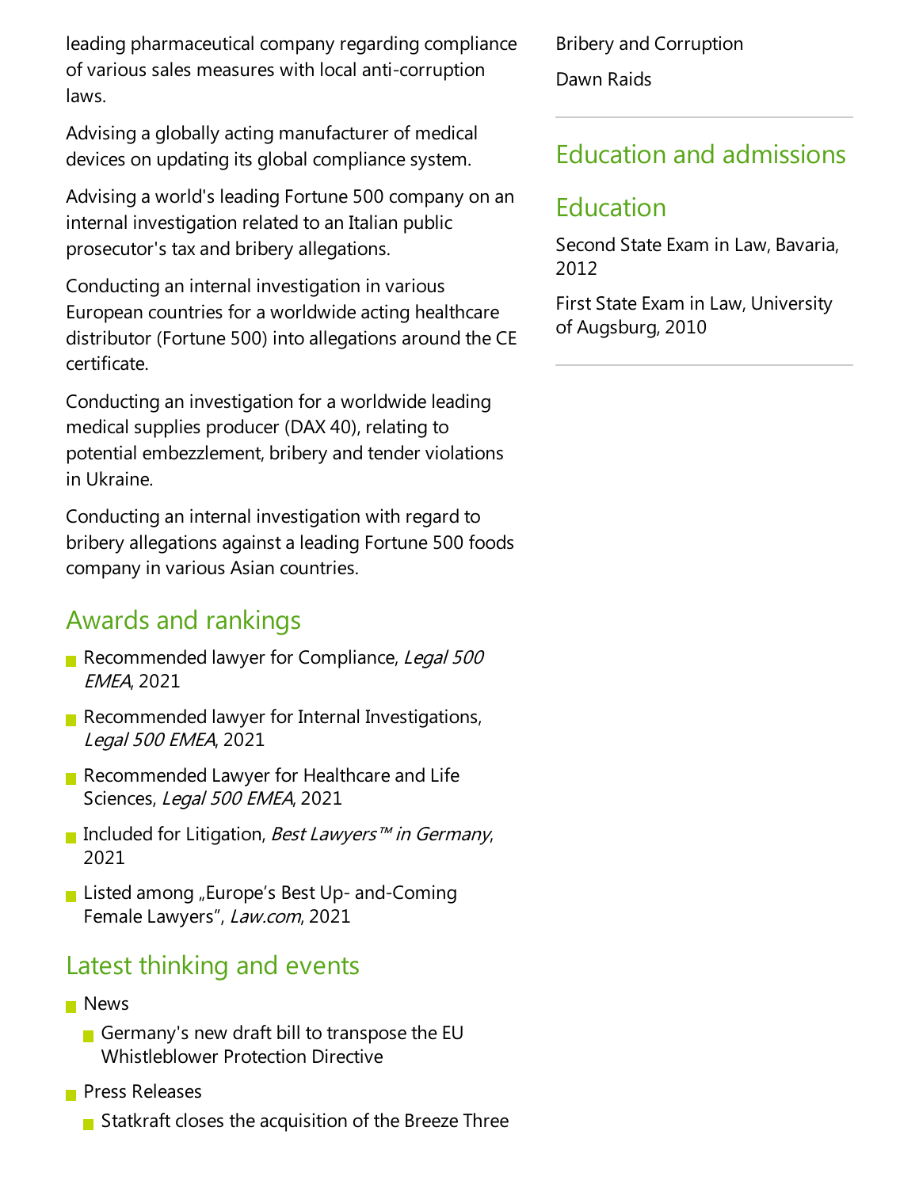leading pharmaceutical company regarding compliance of various sales measures with local anti-corruption laws.

Advising a globally acting manufacturer of medical devices on updating its global compliance system.

Advising a world's leading Fortune 500 company on an internal investigation related to an Italian public prosecutor's tax and bribery allegations.

Conducting an internal investigation in various European countries for a worldwide acting healthcare distributor (Fortune 500) into allegations around the CE certificate.

Conducting an investigation for a worldwide leading medical supplies producer (DAX 40), relating to potential embezzlement, bribery and tender violations in Ukraine.

Conducting an internal investigation with regard to bribery allegations against a leading Fortune 500 foods company in various Asian countries.

## Awards and rankings

- Recommended lawyer for Compliance, *Legal 500 EMEA*, 2021
- Recommended lawyer for Internal Investigations, *Legal 500 EMEA*, 2021
- Recommended Lawyer for Healthcare and Life Sciences, *Legal 500 EMEA*, 2021
- Included for Litigation, *Best Lawyers™ in Germany*, 2021
- Listed among „Europe's Best Up- and-Coming Female Lawyers", *Law.com*, 2021

## Latest thinking and events

- News
  - Germany's new draft bill to transpose the EU Whistleblower Protection Directive
- Press Releases
  - Statkraft closes the acquisition of the Breeze Three

Bribery and Corruption

Dawn Raids

## Education and admissions

## Education

Second State Exam in Law, Bavaria, 2012

First State Exam in Law, University of Augsburg, 2010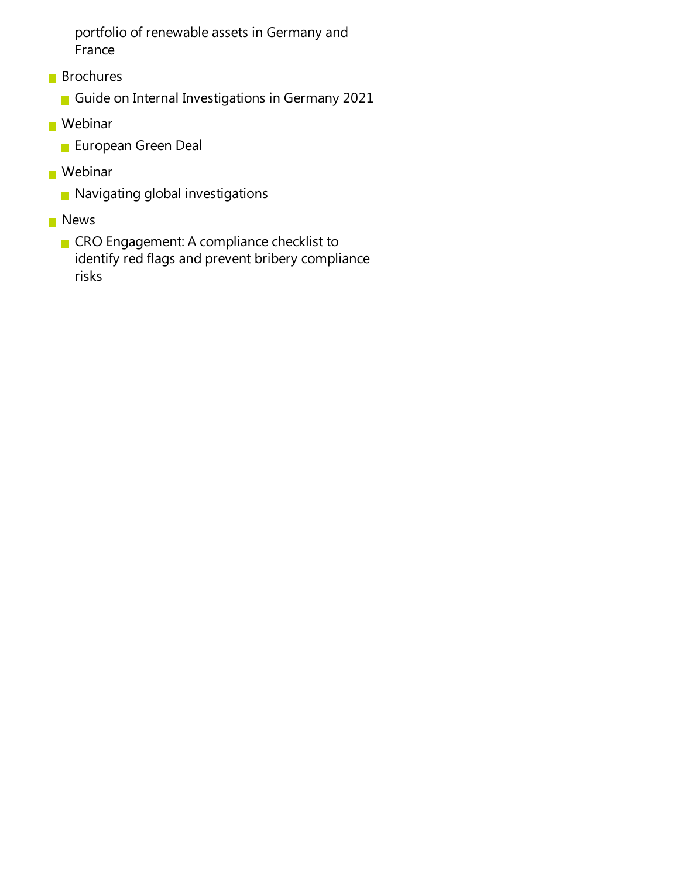portfolio of renewable assets in Germany and France

- Brochures
  - Guide on Internal Investigations in Germany 2021
- Webinar
  - European Green Deal
- Webinar
  - Navigating global investigations
- News
  - CRO Engagement: A compliance checklist to identify red flags and prevent bribery compliance risks